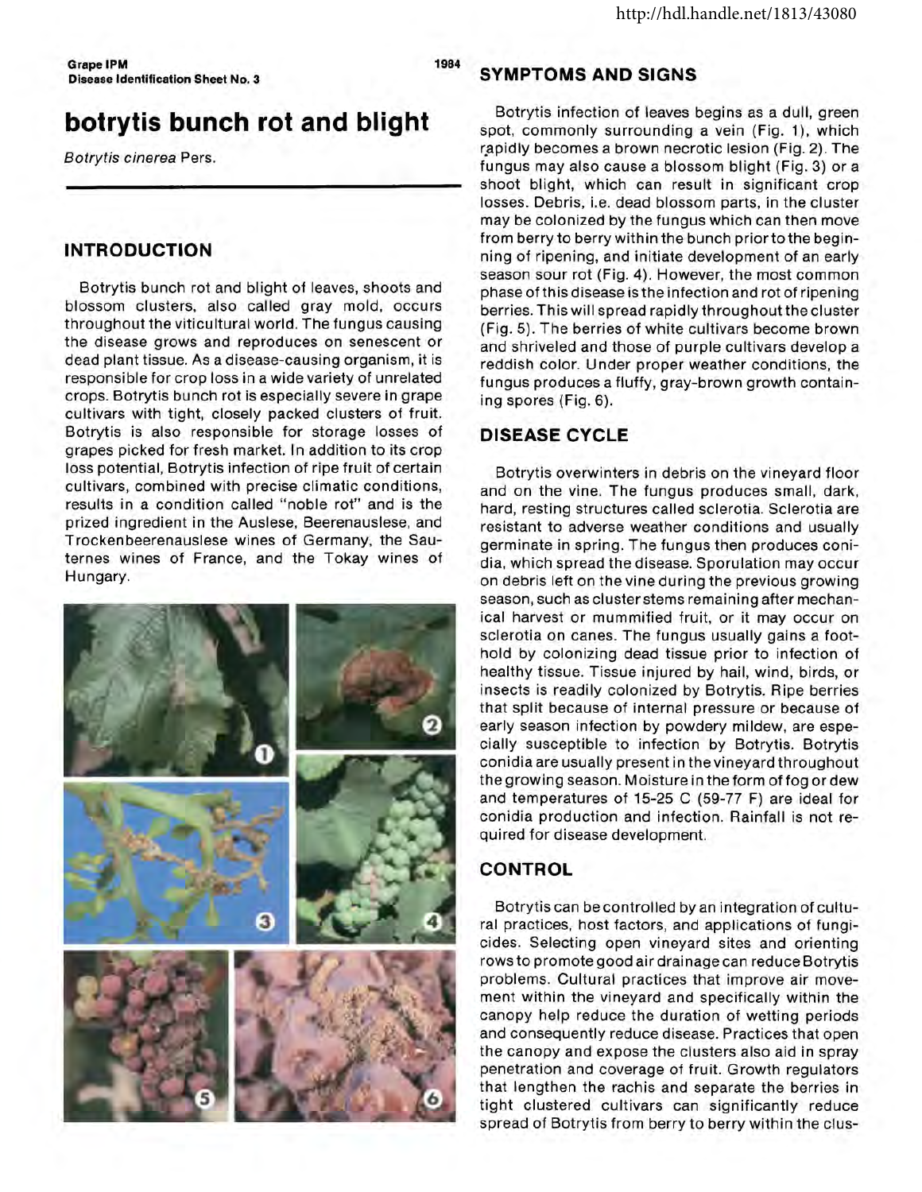Grape IPM
Disease Identification Sheet No. 3

1984

# botrytis bunch rot and blight

*Botrytis cinerea* Pers.

## INTRODUCTION

Botrytis bunch rot and blight of leaves, shoots and blossom clusters, also called gray mold, occurs throughout the viticultural world. The fungus causing the disease grows and reproduces on senescent or dead plant tissue. As a disease-causing organism, it is responsible for crop loss in a wide variety of unrelated crops. Botrytis bunch rot is especially severe in grape cultivars with tight, closely packed clusters of fruit. Botrytis is also responsible for storage losses of grapes picked for fresh market. In addition to its crop loss potential, Botrytis infection of ripe fruit of certain cultivars, combined with precise climatic conditions, results in a condition called "noble rot" and is the prized ingredient in the Auslese, Beerenauslese, and Trockenbeerenauslese wines of Germany, the Sauternes wines of France, and the Tokay wines of Hungary.

## SYMPTOMS AND SIGNS

Botrytis infection of leaves begins as a dull, green spot, commonly surrounding a vein (Fig. 1), which rapidly becomes a brown necrotic lesion (Fig. 2). The fungus may also cause a blossom blight (Fig. 3) or a shoot blight, which can result in significant crop losses. Debris, i.e. dead blossom parts, in the cluster may be colonized by the fungus which can then move from berry to berry within the bunch prior to the beginning of ripening, and initiate development of an early season sour rot (Fig. 4). However, the most common phase of this disease is the infection and rot of ripening berries. This will spread rapidly throughout the cluster (Fig. 5). The berries of white cultivars become brown and shriveled and those of purple cultivars develop a reddish color. Under proper weather conditions, the fungus produces a fluffy, gray-brown growth containing spores (Fig. 6).

## DISEASE CYCLE

Botrytis overwinters in debris on the vineyard floor and on the vine. The fungus produces small, dark, hard, resting structures called sclerotia. Sclerotia are resistant to adverse weather conditions and usually germinate in spring. The fungus then produces conidia, which spread the disease. Sporulation may occur on debris left on the vine during the previous growing season, such as cluster stems remaining after mechanical harvest or mummified fruit, or it may occur on sclerotia on canes. The fungus usually gains a foothold by colonizing dead tissue prior to infection of healthy tissue. Tissue injured by hail, wind, birds, or insects is readily colonized by Botrytis. Ripe berries that split because of internal pressure or because of early season infection by powdery mildew, are especially susceptible to infection by Botrytis. Botrytis conidia are usually present in the vineyard throughout the growing season. Moisture in the form of fog or dew and temperatures of 15-25 C (59-77 F) are ideal for conidia production and infection. Rainfall is not required for disease development.

## CONTROL

Botrytis can be controlled by an integration of cultural practices, host factors, and applications of fungicides. Selecting open vineyard sites and orienting rows to promote good air drainage can reduce Botrytis problems. Cultural practices that improve air movement within the vineyard and specifically within the canopy help reduce the duration of wetting periods and consequently reduce disease. Practices that open the canopy and expose the clusters also aid in spray penetration and coverage of fruit. Growth regulators that lengthen the rachis and separate the berries in tight clustered cultivars can significantly reduce spread of Botrytis from berry to berry within the clus-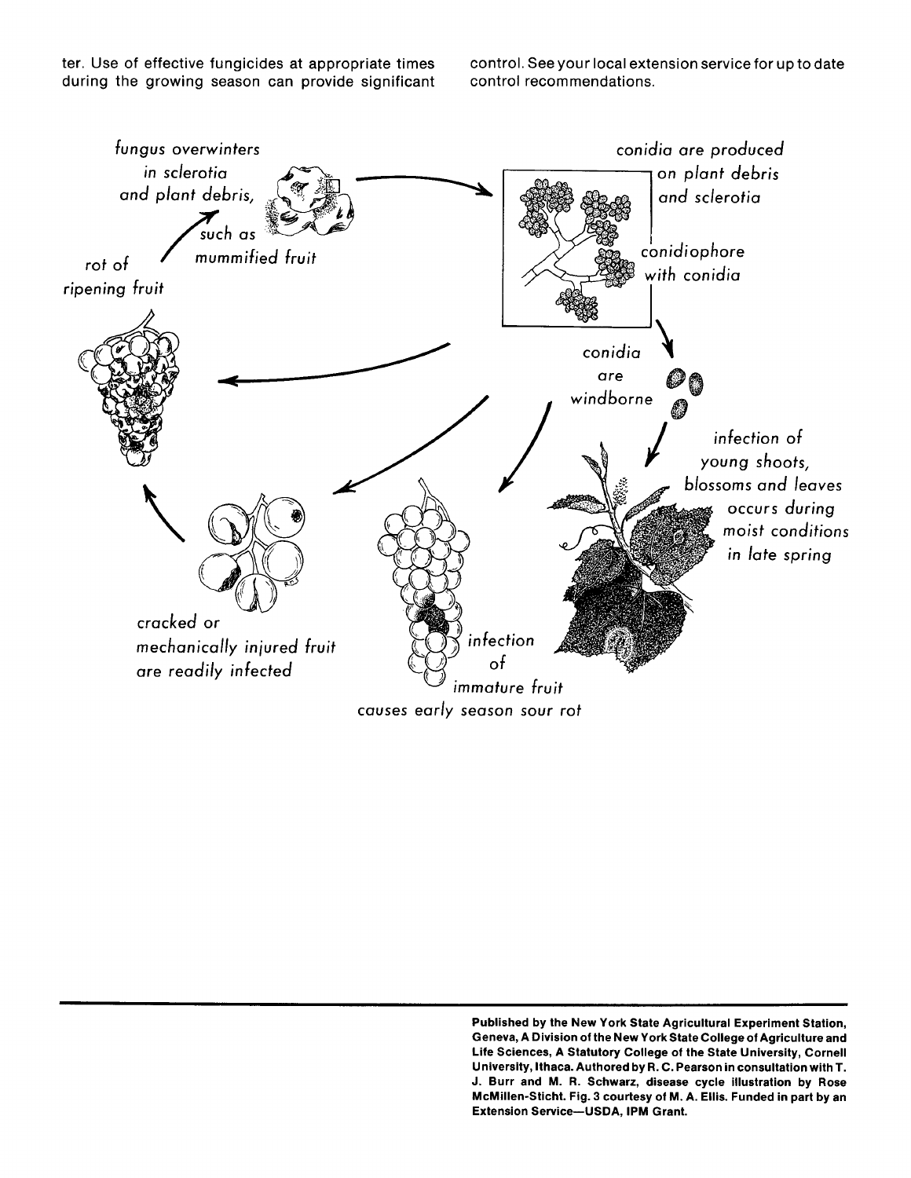ter. Use of effective fungicides at appropriate times during the growing season can provide significant control. See your local extension service for up to date control recommendations.

fungus overwinters in sclerotia and plant debris, such as mummified fruit

conidia are produced on plant debris and sclerotia

conidiophore with conidia

conidia are windborne

infection of young shoots, blossoms and leaves occurs during moist conditions in late spring

infection of immature fruit causes early season sour rot

cracked or mechanically injured fruit are readily infected

rot of ripening fruit

**Published by the New York State Agricultural Experiment Station, Geneva, A Division of the New York State College of Agriculture and Life Sciences, A Statutory College of the State University, Cornell University, Ithaca. Authored by R. C. Pearson in consultation with T. J. Burr and M. R. Schwarz, disease cycle illustration by Rose McMillen-Sticht. Fig. 3 courtesy of M. A. Ellis. Funded in part by an Extension Service—USDA, IPM Grant.**